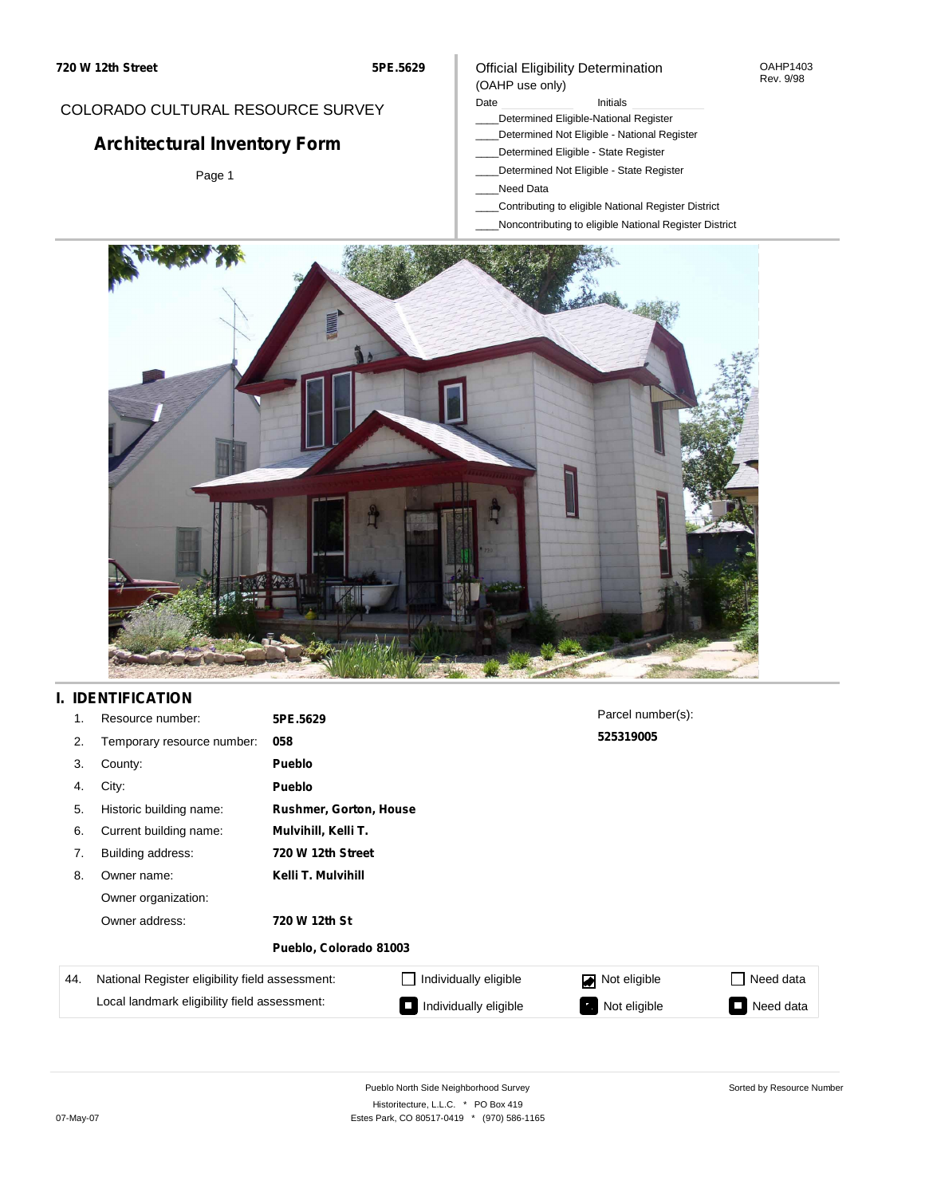**720 W 12th Street** **5PE.5629**

COLORADO CULTURAL RESOURCE SURVEY

## Architectural Inventory Form

Page 1

Official Eligibility Determination
(OAHP use only)

OAHP1403
Rev. 9/98

Date ____________ Initials ____________

____Determined Eligible-National Register
____Determined Not Eligible - National Register
____Determined Eligible - State Register
____Determined Not Eligible - State Register
____Need Data
____Contributing to eligible National Register District
____Noncontributing to eligible National Register District

## I. IDENTIFICATION

| | | |
|---|---|---|
| 1. | Resource number: | **5PE.5629** |
| 2. | Temporary resource number: | **058** |
| 3. | County: | **Pueblo** |
| 4. | City: | **Pueblo** |
| 5. | Historic building name: | **Rushmer, Gorton, House** |
| 6. | Current building name: | **Mulvihill, Kelli T.** |
| 7. | Building address: | **720 W 12th Street** |
| 8. | Owner name: | **Kelli T. Mulvihill** |
| | Owner organization: | |
| | Owner address: | **720 W 12th St** |
| | | **Pueblo, Colorado 81003** |

Parcel number(s):
**525319005**

| 44. | | | | |
|---|---|---|---|---|
| National Register eligibility field assessment: | ☐ Individually eligible | ☑ Not eligible | ☐ Need data |
| Local landmark eligibility field assessment: | ☐ Individually eligible | ☑ Not eligible | ☐ Need data |

Pueblo North Side Neighborhood Survey
Historitecture, L.L.C. * PO Box 419
Estes Park, CO 80517-0419 * (970) 586-1165

Sorted by Resource Number

07-May-07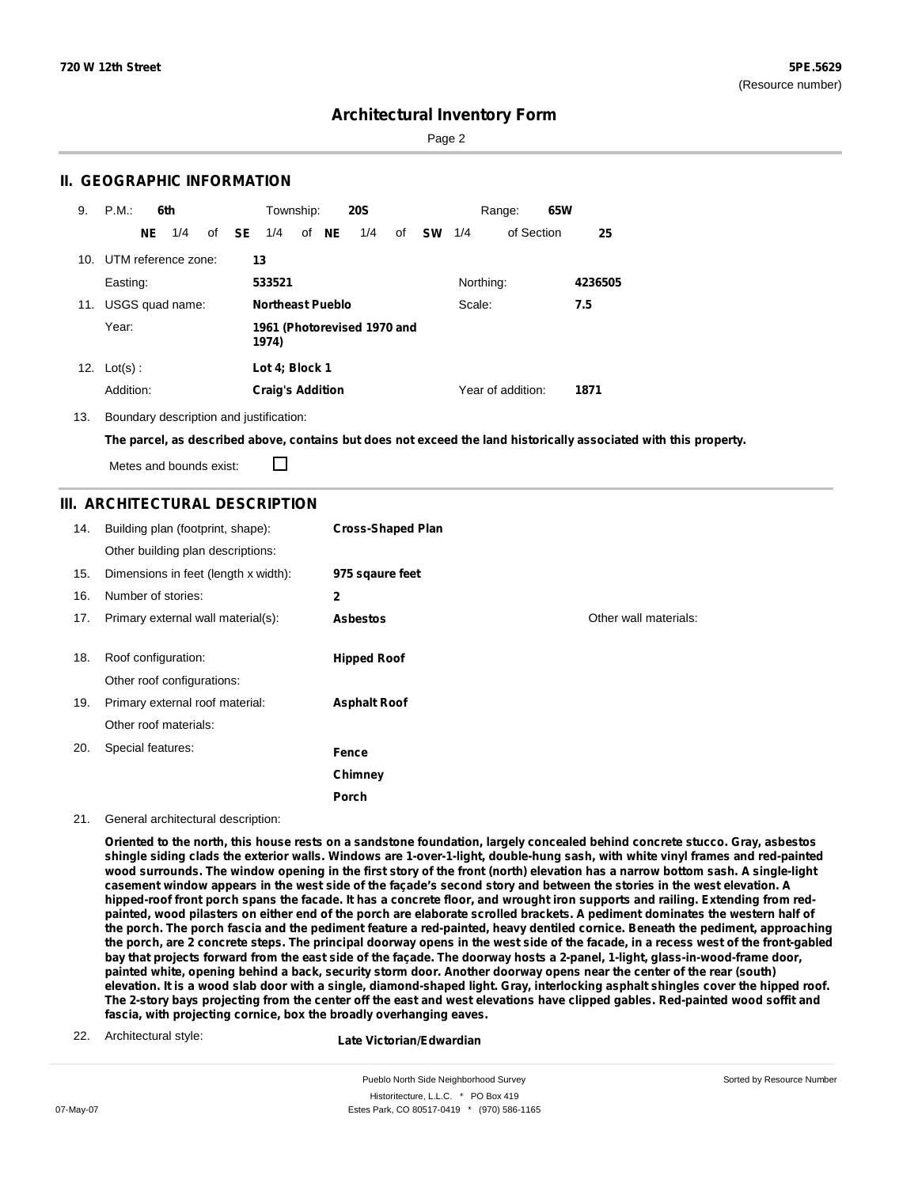720 W 12th Street

5PE.5629
(Resource number)

# Architectural Inventory Form

## II. GEOGRAPHIC INFORMATION

9. P.M.: **6th** Township: **20S** Range: **65W**
   **NE** 1/4 of **SE** 1/4 of **NE** 1/4 of **SW** 1/4 of Section **25**

10. UTM reference zone: **13**
    Easting: **533521** Northing: **4236505**

11. USGS quad name: **Northeast Pueblo** Scale: **7.5**
    Year: **1961 (Photorevised 1970 and 1974)**

12. Lot(s): **Lot 4; Block 1**
    Addition: **Craig's Addition** Year of addition: **1871**

13. Boundary description and justification:
    **The parcel, as described above, contains but does not exceed the land historically associated with this property.**
    Metes and bounds exist: ☐

## III. ARCHITECTURAL DESCRIPTION

14. Building plan (footprint, shape): **Cross-Shaped Plan**
    Other building plan descriptions:
15. Dimensions in feet (length x width): **975 sqaure feet**
16. Number of stories: **2**
17. Primary external wall material(s): **Asbestos** Other wall materials:
18. Roof configuration: **Hipped Roof**
    Other roof configurations:
19. Primary external roof material: **Asphalt Roof**
    Other roof materials:
20. Special features: **Fence**, **Chimney**, **Porch**

21. General architectural description:
    **Oriented to the north, this house rests on a sandstone foundation, largely concealed behind concrete stucco. Gray, asbestos shingle siding clads the exterior walls. Windows are 1-over-1-light, double-hung sash, with white vinyl frames and red-painted wood surrounds. The window opening in the first story of the front (north) elevation has a narrow bottom sash. A single-light casement window appears in the west side of the façade's second story and between the stories in the west elevation. A hipped-roof front porch spans the facade. It has a concrete floor, and wrought iron supports and railing. Extending from red-painted, wood pilasters on either end of the porch are elaborate scrolled brackets. A pediment dominates the western half of the porch. The porch fascia and the pediment feature a red-painted, heavy dentiled cornice. Beneath the pediment, approaching the porch, are 2 concrete steps. The principal doorway opens in the west side of the facade, in a recess west of the front-gabled bay that projects forward from the east side of the façade. The doorway hosts a 2-panel, 1-light, glass-in-wood-frame door, painted white, opening behind a back, security storm door. Another doorway opens near the center of the rear (south) elevation. It is a wood slab door with a single, diamond-shaped light. Gray, interlocking asphalt shingles cover the hipped roof. The 2-story bays projecting from the center off the east and west elevations have clipped gables. Red-painted wood soffit and fascia, with projecting cornice, box the broadly overhanging eaves.**

22. Architectural style: **Late Victorian/Edwardian**

Pueblo North Side Neighborhood Survey
Historitecture, L.L.C. * PO Box 419
Estes Park, CO 80517-0419 * (970) 586-1165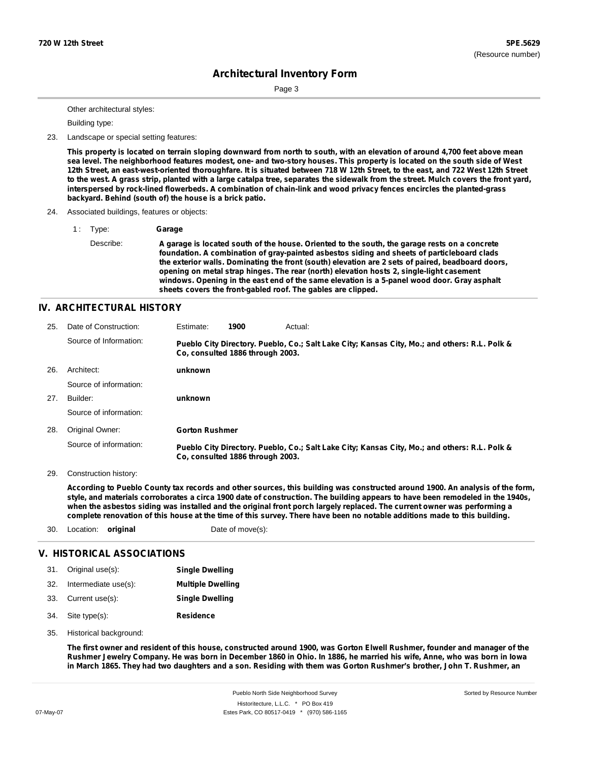Other architectural styles:

Building type:

23. Landscape or special setting features:

**This property is located on terrain sloping downward from north to south, with an elevation of around 4,700 feet above mean sea level. The neighborhood features modest, one- and two-story houses. This property is located on the south side of West 12th Street, an east-west-oriented thoroughfare. It is situated between 718 W 12th Street, to the east, and 722 West 12th Street to the west. A grass strip, planted with a large catalpa tree, separates the sidewalk from the street. Mulch covers the front yard, interspersed by rock-lined flowerbeds. A combination of chain-link and wood privacy fences encircles the planted-grass backyard. Behind (south of) the house is a brick patio.**

24. Associated buildings, features or objects:

1 : Type: **Garage**

Describe: **A garage is located south of the house. Oriented to the south, the garage rests on a concrete foundation. A combination of gray-painted asbestos siding and sheets of particleboard clads the exterior walls. Dominating the front (south) elevation are 2 sets of paired, beadboard doors, opening on metal strap hinges. The rear (north) elevation hosts 2, single-light casement windows. Opening in the east end of the same elevation is a 5-panel wood door. Gray asphalt sheets covers the front-gabled roof. The gables are clipped.**

## IV. ARCHITECTURAL HISTORY

25. Date of Construction: Estimate: **1900** Actual:

Source of Information: **Pueblo City Directory. Pueblo, Co.; Salt Lake City; Kansas City, Mo.; and others: R.L. Polk & Co, consulted 1886 through 2003.**

26. Architect: **unknown**

Source of information:

27. Builder: **unknown**

Source of information:

28. Original Owner: **Gorton Rushmer**

Source of information: **Pueblo City Directory. Pueblo, Co.; Salt Lake City; Kansas City, Mo.; and others: R.L. Polk & Co, consulted 1886 through 2003.**

29. Construction history:

**According to Pueblo County tax records and other sources, this building was constructed around 1900. An analysis of the form, style, and materials corroborates a circa 1900 date of construction. The building appears to have been remodeled in the 1940s, when the asbestos siding was installed and the original front porch largely replaced. The current owner was performing a complete renovation of this house at the time of this survey. There have been no notable additions made to this building.**

30. Location: **original** Date of move(s):

## V. HISTORICAL ASSOCIATIONS

31. Original use(s): **Single Dwelling**

32. Intermediate use(s): **Multiple Dwelling**

33. Current use(s): **Single Dwelling**

34. Site type(s): **Residence**

35. Historical background:

**The first owner and resident of this house, constructed around 1900, was Gorton Elwell Rushmer, founder and manager of the Rushmer Jewelry Company. He was born in December 1860 in Ohio. In 1886, he married his wife, Anne, who was born in Iowa in March 1865. They had two daughters and a son. Residing with them was Gorton Rushmer's brother, John T. Rushmer, an**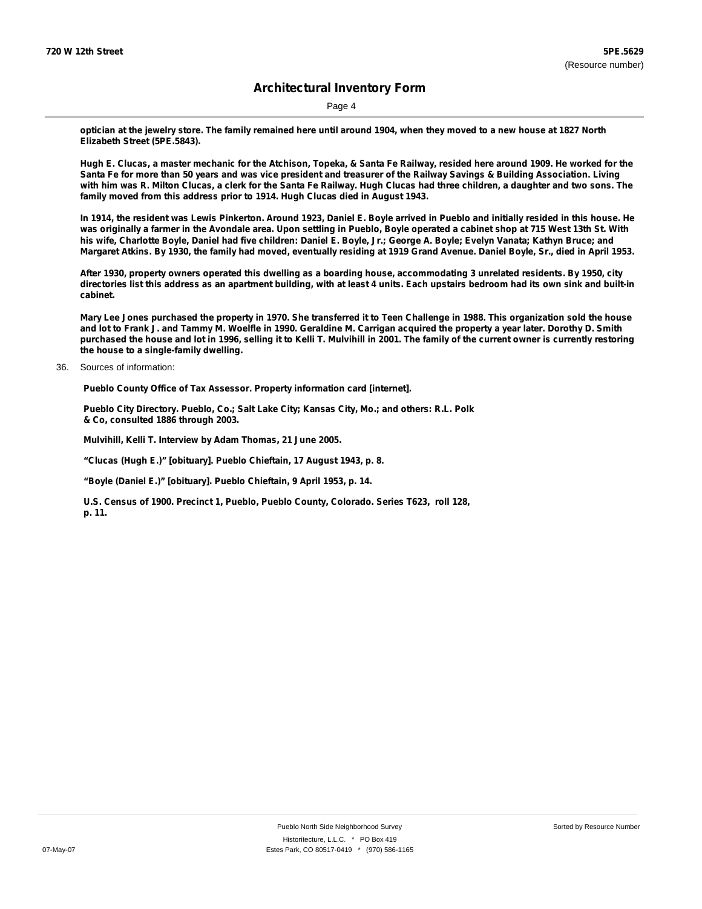opticián at the jewelry store. The family remained here until around 1904, when they moved to a new house at 1827 North Elizabeth Street (5PE.5843).

Hugh E. Clucas, a master mechanic for the Atchison, Topeka, & Santa Fe Railway, resided here around 1909. He worked for the Santa Fe for more than 50 years and was vice president and treasurer of the Railway Savings & Building Association. Living with him was R. Milton Clucas, a clerk for the Santa Fe Railway. Hugh Clucas had three children, a daughter and two sons. The family moved from this address prior to 1914. Hugh Clucas died in August 1943.

In 1914, the resident was Lewis Pinkerton. Around 1923, Daniel E. Boyle arrived in Pueblo and initially resided in this house. He was originally a farmer in the Avondale area. Upon settling in Pueblo, Boyle operated a cabinet shop at 715 West 13th St. With his wife, Charlotte Boyle, Daniel had five children: Daniel E. Boyle, Jr.; George A. Boyle; Evelyn Vanata; Kathyn Bruce; and Margaret Atkins. By 1930, the family had moved, eventually residing at 1919 Grand Avenue. Daniel Boyle, Sr., died in April 1953.

After 1930, property owners operated this dwelling as a boarding house, accommodating 3 unrelated residents. By 1950, city directories list this address as an apartment building, with at least 4 units. Each upstairs bedroom had its own sink and built-in cabinet.

Mary Lee Jones purchased the property in 1970. She transferred it to Teen Challenge in 1988. This organization sold the house and lot to Frank J. and Tammy M. Woelfle in 1990. Geraldine M. Carrigan acquired the property a year later. Dorothy D. Smith purchased the house and lot in 1996, selling it to Kelli T. Mulvihill in 2001. The family of the current owner is currently restoring the house to a single-family dwelling.

36. Sources of information:

Pueblo County Office of Tax Assessor. Property information card [internet].

Pueblo City Directory. Pueblo, Co.; Salt Lake City; Kansas City, Mo.; and others: R.L. Polk & Co, consulted 1886 through 2003.

Mulvihill, Kelli T. Interview by Adam Thomas, 21 June 2005.

"Clucas (Hugh E.)" [obituary]. Pueblo Chieftain, 17 August 1943, p. 8.

"Boyle (Daniel E.)" [obituary]. Pueblo Chieftain, 9 April 1953, p. 14.

U.S. Census of 1900. Precinct 1, Pueblo, Pueblo County, Colorado. Series T623, roll 128, p. 11.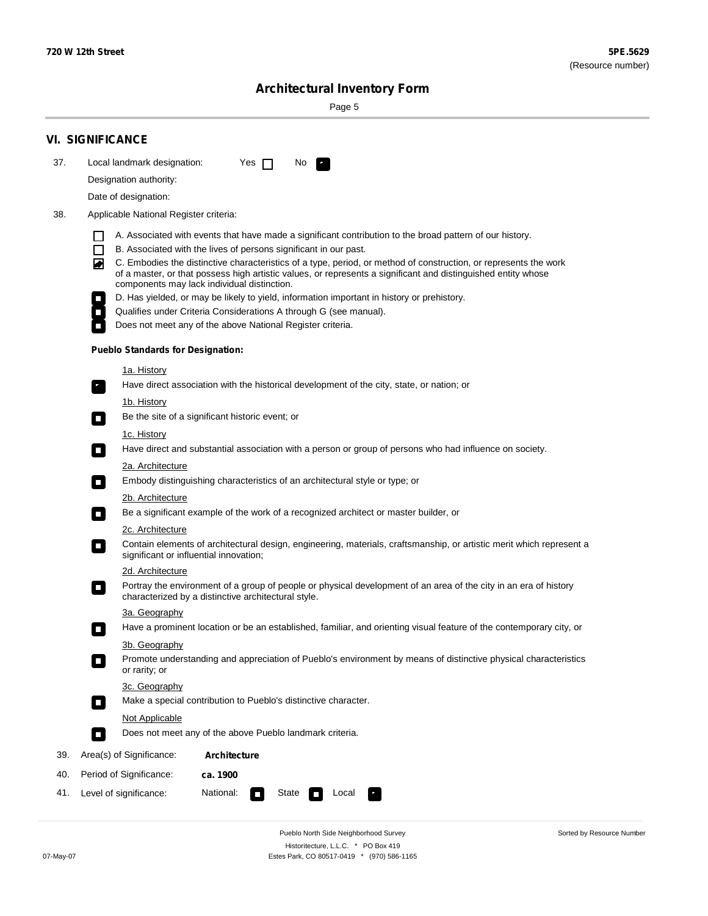## VI. SIGNIFICANCE

37. Local landmark designation: Yes ☐ No ☑

Designation authority:

Date of designation:

38. Applicable National Register criteria:

- ☐ A. Associated with events that have made a significant contribution to the broad pattern of our history.
- ☐ B. Associated with the lives of persons significant in our past.
- ☑ C. Embodies the distinctive characteristics of a type, period, or method of construction, or represents the work of a master, or that possess high artistic values, or represents a significant and distinguished entity whose components may lack individual distinction.
- ☐ D. Has yielded, or may be likely to yield, information important in history or prehistory.
- ☐ Qualifies under Criteria Considerations A through G (see manual).
- ☐ Does not meet any of the above National Register criteria.

**Pueblo Standards for Designation:**

1a. History

☑ Have direct association with the historical development of the city, state, or nation; or

1b. History

☐ Be the site of a significant historic event; or

1c. History

☐ Have direct and substantial association with a person or group of persons who had influence on society.

2a. Architecture

☐ Embody distinguishing characteristics of an architectural style or type; or

2b. Architecture

☐ Be a significant example of the work of a recognized architect or master builder, or

2c. Architecture

☐ Contain elements of architectural design, engineering, materials, craftsmanship, or artistic merit which represent a significant or influential innovation;

2d. Architecture

☐ Portray the environment of a group of people or physical development of an area of the city in an era of history characterized by a distinctive architectural style.

3a. Geography

☐ Have a prominent location or be an established, familiar, and orienting visual feature of the contemporary city, or

3b. Geography

☐ Promote understanding and appreciation of Pueblo's environment by means of distinctive physical characteristics or rarity; or

3c. Geography

☐ Make a special contribution to Pueblo's distinctive character.

Not Applicable

☐ Does not meet any of the above Pueblo landmark criteria.

39. Area(s) of Significance: **Architecture**

40. Period of Significance: **ca. 1900**

41. Level of significance: National: ☐ State ☐ Local ☑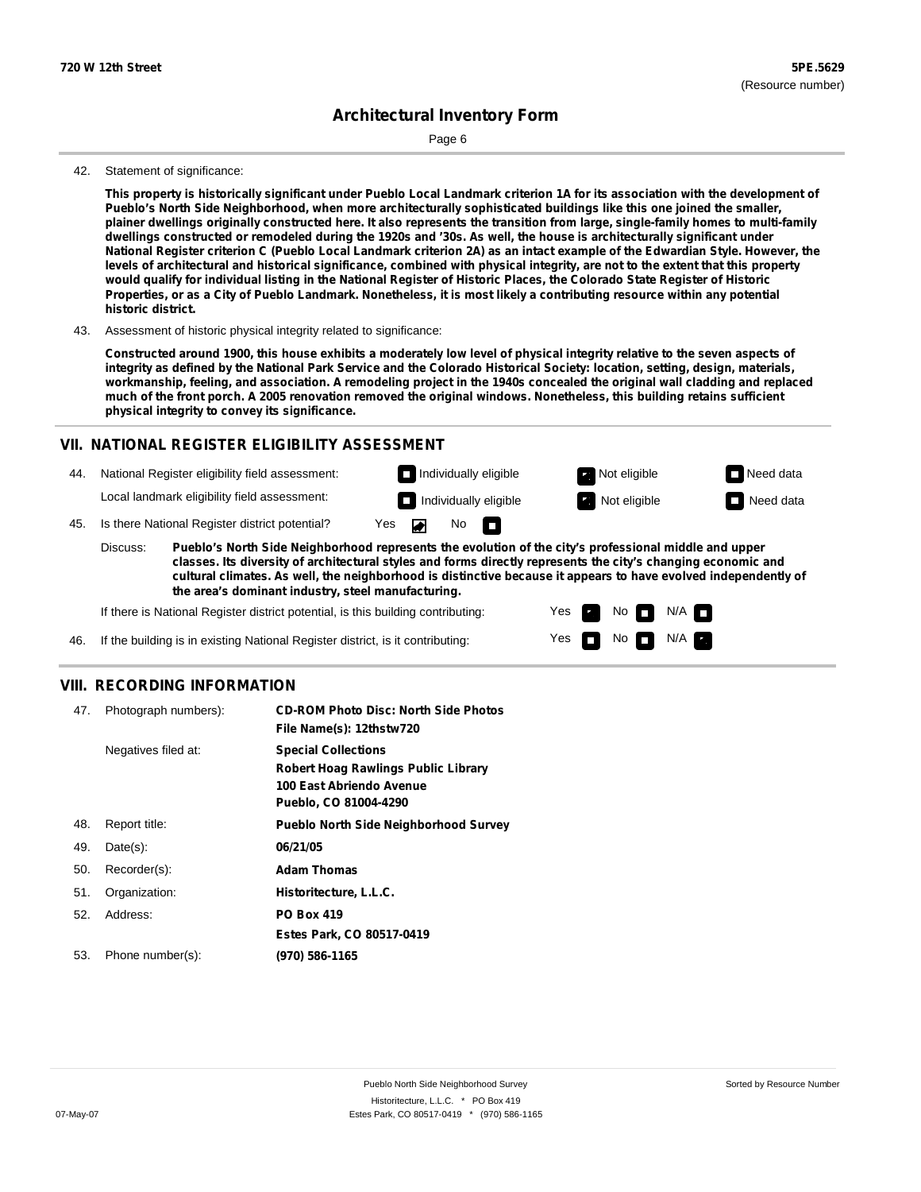42. Statement of significance:

**This property is historically significant under Pueblo Local Landmark criterion 1A for its association with the development of Pueblo's North Side Neighborhood, when more architecturally sophisticated buildings like this one joined the smaller, plainer dwellings originally constructed here. It also represents the transition from large, single-family homes to multi-family dwellings constructed or remodeled during the 1920s and '30s. As well, the house is architecturally significant under National Register criterion C (Pueblo Local Landmark criterion 2A) as an intact example of the Edwardian Style. However, the levels of architectural and historical significance, combined with physical integrity, are not to the extent that this property would qualify for individual listing in the National Register of Historic Places, the Colorado State Register of Historic Properties, or as a City of Pueblo Landmark. Nonetheless, it is most likely a contributing resource within any potential historic district.**

43. Assessment of historic physical integrity related to significance:

**Constructed around 1900, this house exhibits a moderately low level of physical integrity relative to the seven aspects of integrity as defined by the National Park Service and the Colorado Historical Society: location, setting, design, materials, workmanship, feeling, and association. A remodeling project in the 1940s concealed the original wall cladding and replaced much of the front porch. A 2005 renovation removed the original windows. Nonetheless, this building retains sufficient physical integrity to convey its significance.**

## VII. NATIONAL REGISTER ELIGIBILITY ASSESSMENT

44. National Register eligibility field assessment: ☐ Individually eligible ☑ Not eligible ☐ Need data

Local landmark eligibility field assessment: ☐ Individually eligible ☑ Not eligible ☐ Need data

45. Is there National Register district potential? Yes ☑ No ☐

Discuss: **Pueblo's North Side Neighborhood represents the evolution of the city's professional middle and upper classes. Its diversity of architectural styles and forms directly represents the city's changing economic and cultural climates. As well, the neighborhood is distinctive because it appears to have evolved independently of the area's dominant industry, steel manufacturing.**

If there is National Register district potential, is this building contributing: Yes ☑ No ☐ N/A ☐

46. If the building is in existing National Register district, is it contributing: Yes ☐ No ☐ N/A ☑

## VIII. RECORDING INFORMATION

| | | |
|---|---|---|
| 47. | Photograph numbers): | **CD-ROM Photo Disc: North Side Photos**<br>**File Name(s): 12thstw720** |
| | Negatives filed at: | **Special Collections**<br>**Robert Hoag Rawlings Public Library**<br>**100 East Abriendo Avenue**<br>**Pueblo, CO 81004-4290** |
| 48. | Report title: | **Pueblo North Side Neighborhood Survey** |
| 49. | Date(s): | **06/21/05** |
| 50. | Recorder(s): | **Adam Thomas** |
| 51. | Organization: | **Historitecture, L.L.C.** |
| 52. | Address: | **PO Box 419**<br>**Estes Park, CO 80517-0419** |
| 53. | Phone number(s): | **(970) 586-1165** |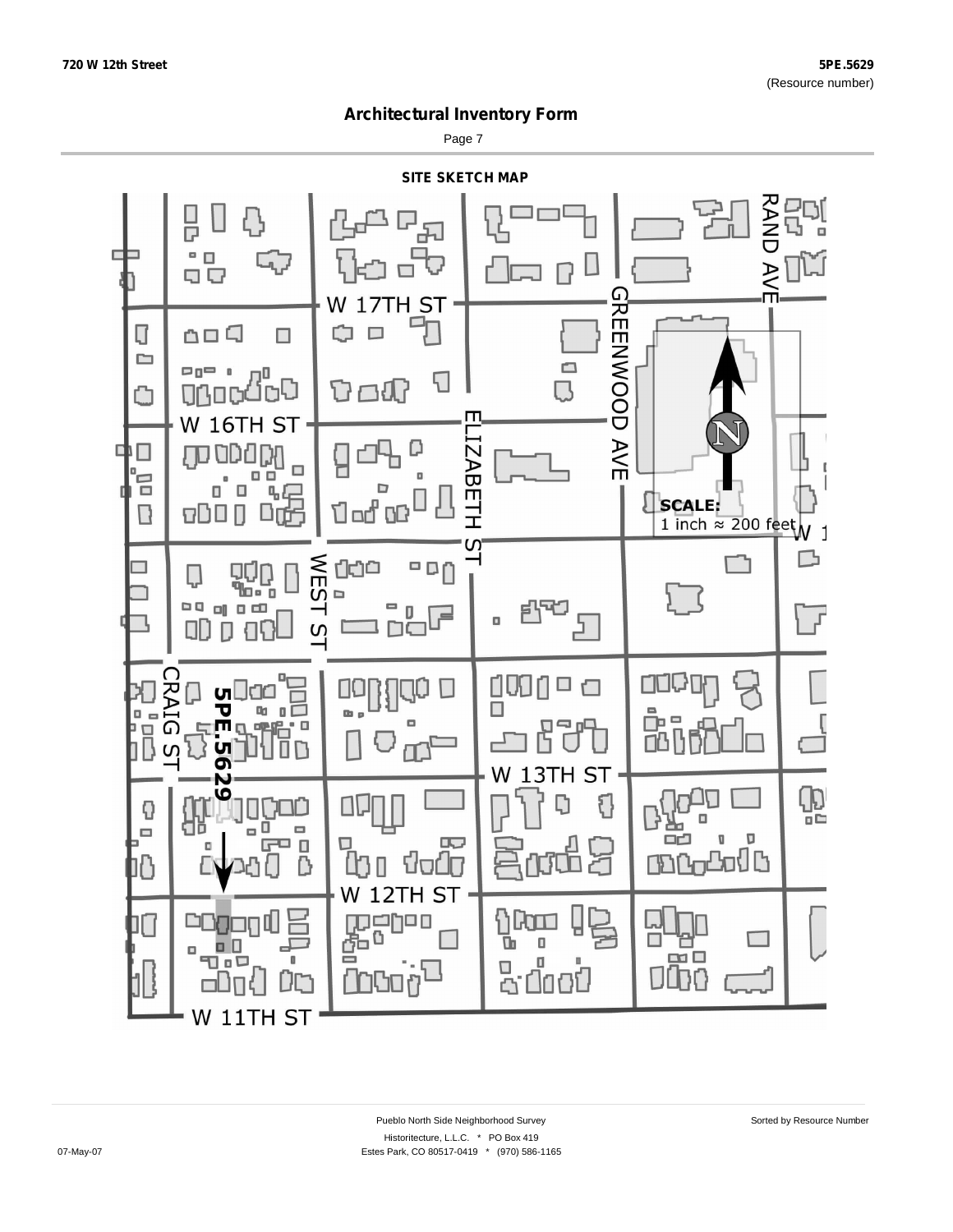# Architectural Inventory Form

## SITE SKETCH MAP

W 17TH ST

W 16TH ST

W 13TH ST

W 12TH ST

W 11TH ST

CRAIG ST

WEST ST

ELIZABETH ST

GREENWOOD AVE

RAND AVE

5PE.5629

**SCALE:**
1 inch ≈ 200 feet

N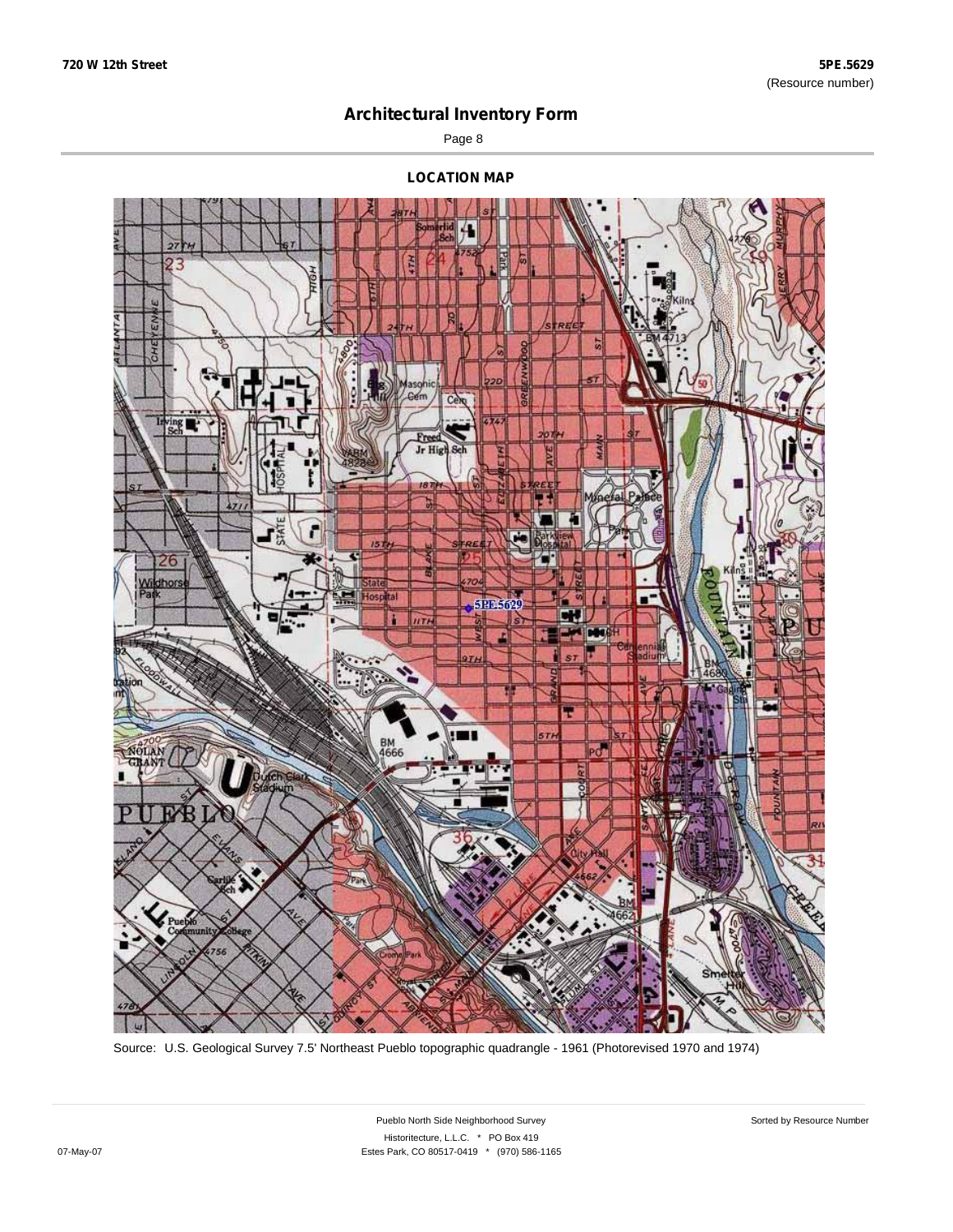## LOCATION MAP

Source: U.S. Geological Survey 7.5' Northeast Pueblo topographic quadrangle - 1961 (Photorevised 1970 and 1974)